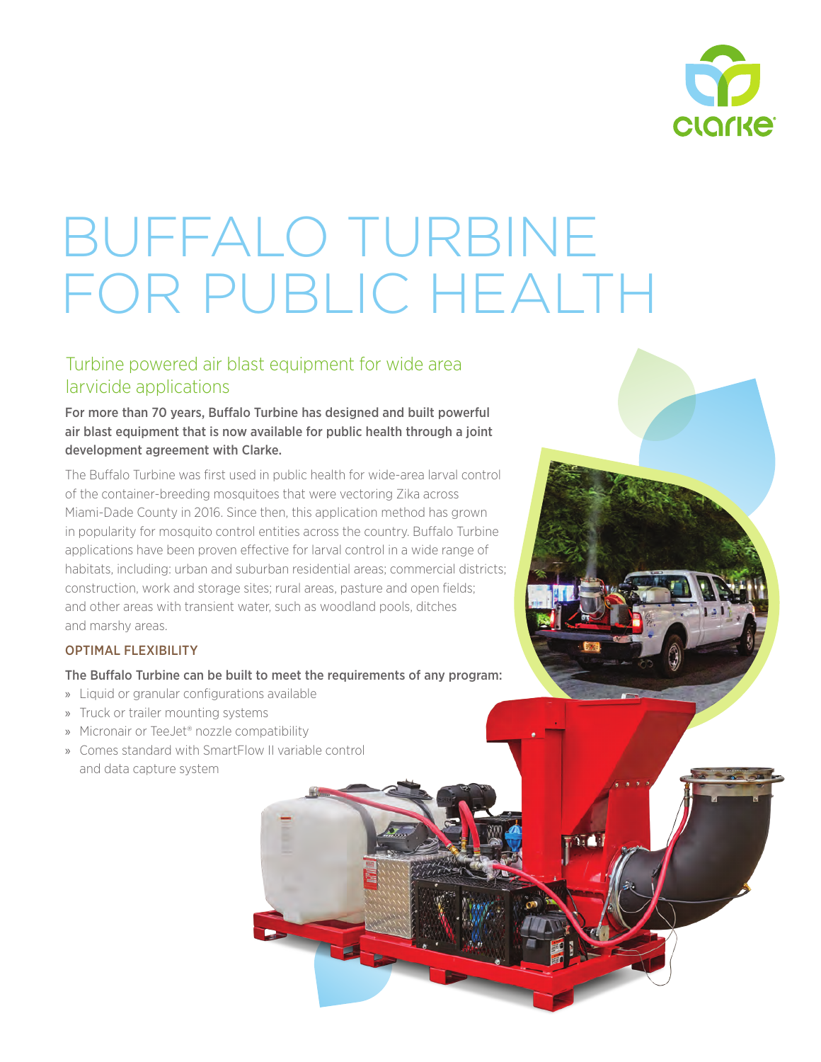# BUFFALO TURBINE FOR PUBLIC HEALTH

## Turbine powered air blast equipment for wide area larvicide applications

**For more than 70 years, Buffalo Turbine has designed and built powerful air blast equipment that is now available for public health through a joint development agreement with Clarke.**

The Buffalo Turbine was first used in public health for wide-area larval control of the container-breeding mosquitoes that were vectoring Zika across Miami-Dade County in 2016. Since then, this application method has grown in popularity for mosquito control entities across the country. Buffalo Turbine applications have been proven effective for larval control in a wide range of habitats, including: urban and suburban residential areas; commercial districts; construction, work and storage sites; rural areas, pasture and open fields; and other areas with transient water, such as woodland pools, ditches and marshy areas.

### OPTIMAL FLEXIBILITY

**The Buffalo Turbine can be built to meet the requirements of any program:**

- Liquid or granular configurations available
- Truck or trailer mounting systems
- Micronair or TeeJet® nozzle compatibility
- Comes standard with SmartFlow II variable control and data capture system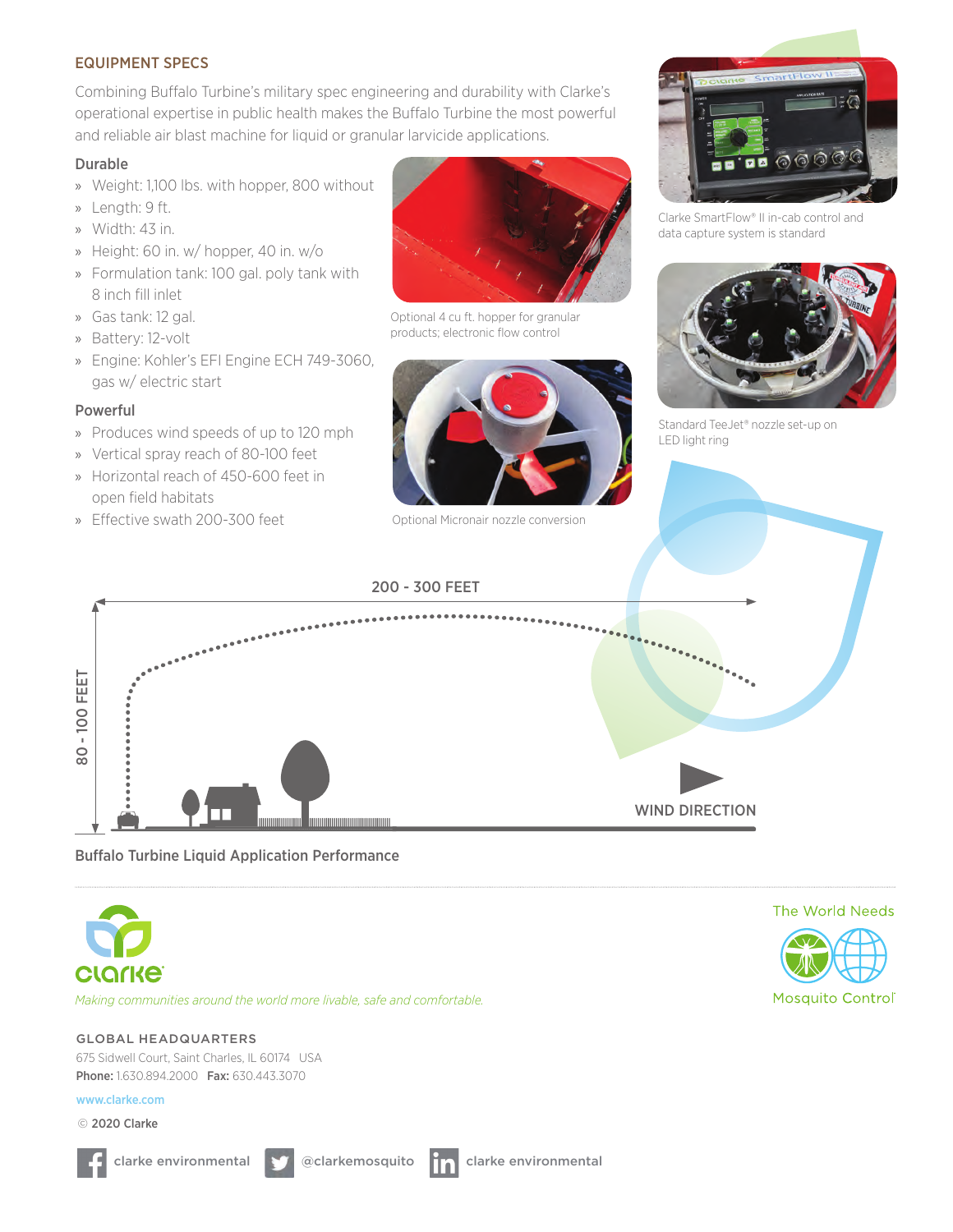## EQUIPMENT SPECS

Combining Buffalo Turbine's military spec engineering and durability with Clarke's operational expertise in public health makes the Buffalo Turbine the most powerful and reliable air blast machine for liquid or granular larvicide applications.

### Durable

- Weight: 1,100 lbs. with hopper, 800 without
- Length: 9 ft.
- Width: 43 in.
- Height: 60 in. w/ hopper, 40 in. w/o
- Formulation tank: 100 gal. poly tank with 8 inch fill inlet
- Gas tank: 12 gal.
- Battery: 12-volt
- Engine: Kohler's EFI Engine ECH 749-3060, gas w/ electric start

### Powerful

- Produces wind speeds of up to 120 mph
- Vertical spray reach of 80-100 feet
- Horizontal reach of 450-600 feet in open field habitats
- Effective swath 200-300 feet

Optional 4 cu ft. hopper for granular products; electronic flow control

Optional Micronair nozzle conversion

Clarke SmartFlow® II in-cab control and data capture system is standard

Standard TeeJet® nozzle set-up on LED light ring

200 - 300 FEET

80 - 100 FEET

WIND DIRECTION

**Buffalo Turbine Liquid Application Performance**

clarke

*Making communities around the world more livable, safe and comfortable.*

The World Needs Mosquito Control

GLOBAL HEADQUARTERS

675 Sidwell Court, Saint Charles, IL 60174 USA

**Phone:** 1.630.894.2000 **Fax:** 630.443.3070

www.clarke.com

© 2020 Clarke

clarke environmental @clarkemosquito clarke environmental